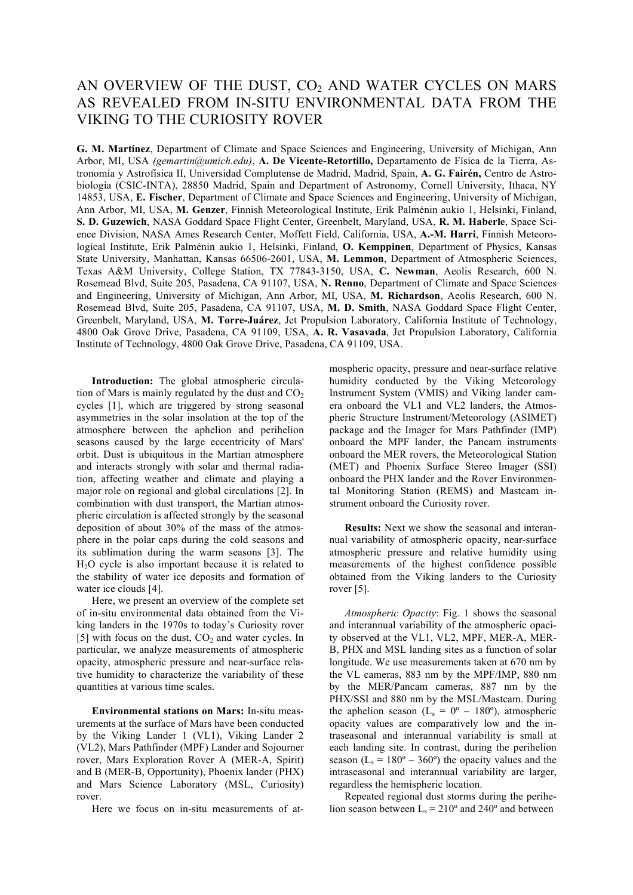# AN OVERVIEW OF THE DUST, $CO_2$ AND WATER CYCLES ON MARS AS REVEALED FROM IN-SITU ENVIRONMENTAL DATA FROM THE VIKING TO THE CURIOSITY ROVER

**G. M. Martínez**, Department of Climate and Space Sciences and Engineering, University of Michigan, Ann Arbor, MI, USA *(gemartin@umich.edu)*, **A. De Vicente-Retortillo,** Departamento de Física de la Tierra, Astronomía y Astrofísica II, Universidad Complutense de Madrid, Madrid, Spain, **A. G. Fairén,** Centro de Astrobiología (CSIC-INTA), 28850 Madrid, Spain and Department of Astronomy, Cornell University, Ithaca, NY 14853, USA, **E. Fischer**, Department of Climate and Space Sciences and Engineering, University of Michigan, Ann Arbor, MI, USA, **M. Genzer**, Finnish Meteorological Institute, Erik Palménin aukio 1, Helsinki, Finland, **S. D. Guzewich**, NASA Goddard Space Flight Center, Greenbelt, Maryland, USA, **R. M. Haberle**, Space Science Division, NASA Ames Research Center, Moffett Field, California, USA, **A.-M. Harri**, Finnish Meteorological Institute, Erik Palménin aukio 1, Helsinki, Finland, **O. Kemppinen**, Department of Physics, Kansas State University, Manhattan, Kansas 66506-2601, USA, **M. Lemmon**, Department of Atmospheric Sciences, Texas A&M University, College Station, TX 77843-3150, USA, **C. Newman**, Aeolis Research, 600 N. Rosemead Blvd, Suite 205, Pasadena, CA 91107, USA, **N. Renno**, Department of Climate and Space Sciences and Engineering, University of Michigan, Ann Arbor, MI, USA, **M. Richardson**, Aeolis Research, 600 N. Rosemead Blvd, Suite 205, Pasadena, CA 91107, USA, **M. D. Smith**, NASA Goddard Space Flight Center, Greenbelt, Maryland, USA, **M. Torre-Juárez**, Jet Propulsion Laboratory, California Institute of Technology, 4800 Oak Grove Drive, Pasadena, CA 91109, USA, **A. R. Vasavada**, Jet Propulsion Laboratory, California Institute of Technology, 4800 Oak Grove Drive, Pasadena, CA 91109, USA.

**Introduction:** The global atmospheric circulation of Mars is mainly regulated by the dust and $CO_2$ cycles [1], which are triggered by strong seasonal asymmetries in the solar insolation at the top of the atmosphere between the aphelion and perihelion seasons caused by the large eccentricity of Mars' orbit. Dust is ubiquitous in the Martian atmosphere and interacts strongly with solar and thermal radiation, affecting weather and climate and playing a major role on regional and global circulations [2]. In combination with dust transport, the Martian atmospheric circulation is affected strongly by the seasonal deposition of about 30% of the mass of the atmosphere in the polar caps during the cold seasons and its sublimation during the warm seasons [3]. The $H_2O$ cycle is also important because it is related to the stability of water ice deposits and formation of water ice clouds [4].

Here, we present an overview of the complete set of in-situ environmental data obtained from the Viking landers in the 1970s to today's Curiosity rover [5] with focus on the dust, $CO_2$ and water cycles. In particular, we analyze measurements of atmospheric opacity, atmospheric pressure and near-surface relative humidity to characterize the variability of these quantities at various time scales.

**Environmental stations on Mars:** In-situ measurements at the surface of Mars have been conducted by the Viking Lander 1 (VL1), Viking Lander 2 (VL2), Mars Pathfinder (MPF) Lander and Sojourner rover, Mars Exploration Rover A (MER-A, Spirit) and B (MER-B, Opportunity), Phoenix lander (PHX) and Mars Science Laboratory (MSL, Curiosity) rover.

Here we focus on in-situ measurements of atmospheric opacity, pressure and near-surface relative humidity conducted by the Viking Meteorology Instrument System (VMIS) and Viking lander camera onboard the VL1 and VL2 landers, the Atmospheric Structure Instrument/Meteorology (ASIMET) package and the Imager for Mars Pathfinder (IMP) onboard the MPF lander, the Pancam instruments onboard the MER rovers, the Meteorological Station (MET) and Phoenix Surface Stereo Imager (SSI) onboard the PHX lander and the Rover Environmental Monitoring Station (REMS) and Mastcam instrument onboard the Curiosity rover.

**Results:** Next we show the seasonal and interannual variability of atmospheric opacity, near-surface atmospheric pressure and relative humidity using measurements of the highest confidence possible obtained from the Viking landers to the Curiosity rover [5].

*Atmospheric Opacity*: Fig. 1 shows the seasonal and interannual variability of the atmospheric opacity observed at the VL1, VL2, MPF, MER-A, MER-B, PHX and MSL landing sites as a function of solar longitude. We use measurements taken at 670 nm by the VL cameras, 883 nm by the MPF/IMP, 880 nm by the MER/Pancam cameras, 887 nm by the PHX/SSI and 880 nm by the MSL/Mastcam. During the aphelion season ($L_s$ = 0º – 180º), atmospheric opacity values are comparatively low and the intraseasonal and interannual variability is small at each landing site. In contrast, during the perihelion season ($L_s$ = 180º – 360º) the opacity values and the intraseasonal and interannual variability are larger, regardless the hemispheric location.

Repeated regional dust storms during the perihelion season between $L_s$ = 210º and 240º and between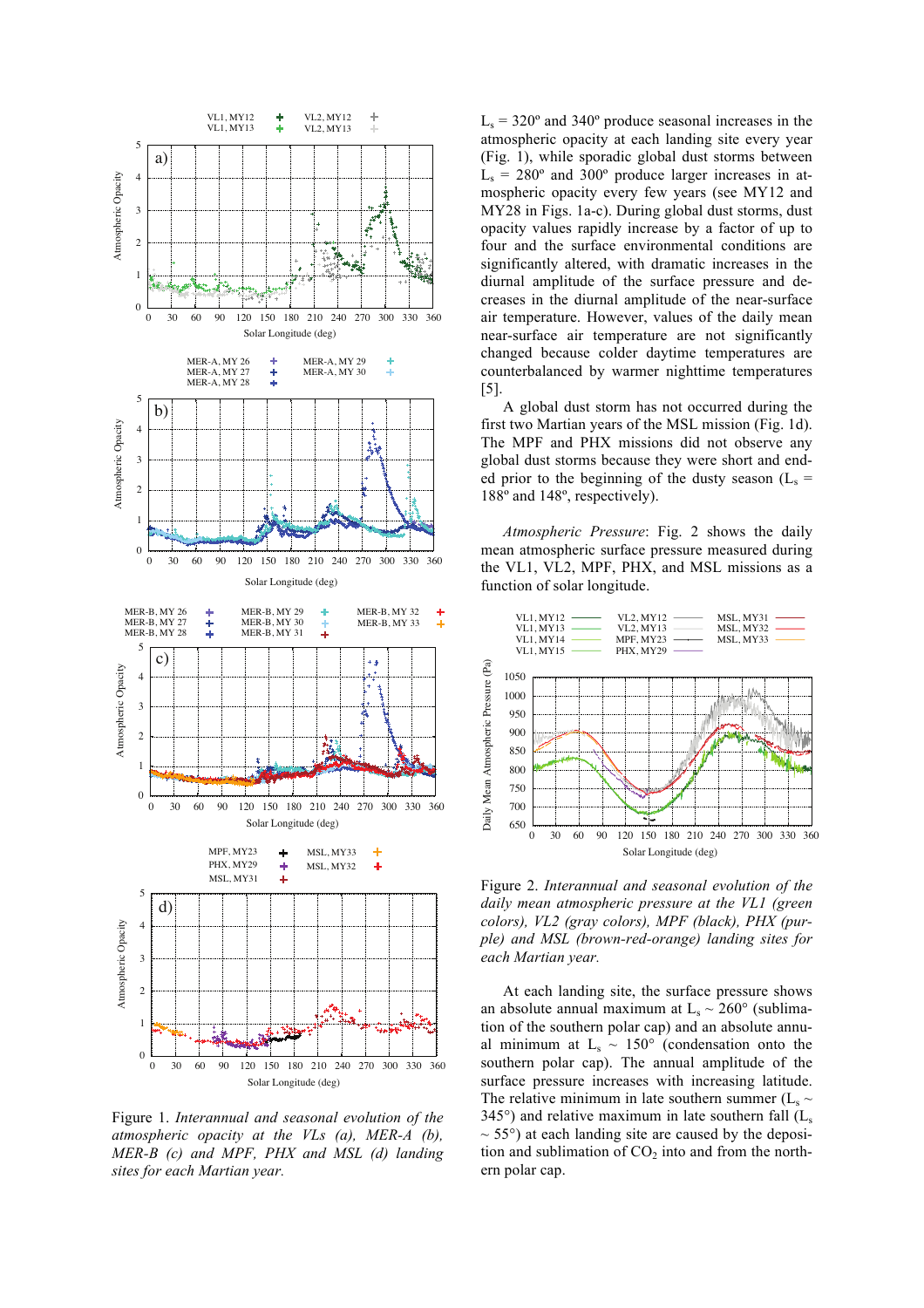Figure 1. *Interannual and seasonal evolution of the atmospheric opacity at the VLs (a), MER-A (b), MER-B (c) and MPF, PHX and MSL (d) landing sites for each Martian year.*

$L_s$ = 320º and 340º produce seasonal increases in the atmospheric opacity at each landing site every year (Fig. 1), while sporadic global dust storms between $L_s$ = 280º and 300º produce larger increases in atmospheric opacity every few years (see MY12 and MY28 in Figs. 1a-c). During global dust storms, dust opacity values rapidly increase by a factor of up to four and the surface environmental conditions are significantly altered, with dramatic increases in the diurnal amplitude of the surface pressure and decreases in the diurnal amplitude of the near-surface air temperature. However, values of the daily mean near-surface air temperature are not significantly changed because colder daytime temperatures are counterbalanced by warmer nighttime temperatures [5].

A global dust storm has not occurred during the first two Martian years of the MSL mission (Fig. 1d). The MPF and PHX missions did not observe any global dust storms because they were short and ended prior to the beginning of the dusty season ($L_s$ = 188º and 148º, respectively).

*Atmospheric Pressure*: Fig. 2 shows the daily mean atmospheric surface pressure measured during the VL1, VL2, MPF, PHX, and MSL missions as a function of solar longitude.

Figure 2. *Interannual and seasonal evolution of the daily mean atmospheric pressure at the VL1 (green colors), VL2 (gray colors), MPF (black), PHX (purple) and MSL (brown-red-orange) landing sites for each Martian year.*

At each landing site, the surface pressure shows an absolute annual maximum at $L_s$ ~ 260° (sublimation of the southern polar cap) and an absolute annual minimum at $L_s$ ~ 150° (condensation onto the southern polar cap). The annual amplitude of the surface pressure increases with increasing latitude. The relative minimum in late southern summer ($L_s$ ~ 345°) and relative maximum in late southern fall ($L_s$ ~ 55°) at each landing site are caused by the deposition and sublimation of $CO_2$ into and from the northern polar cap.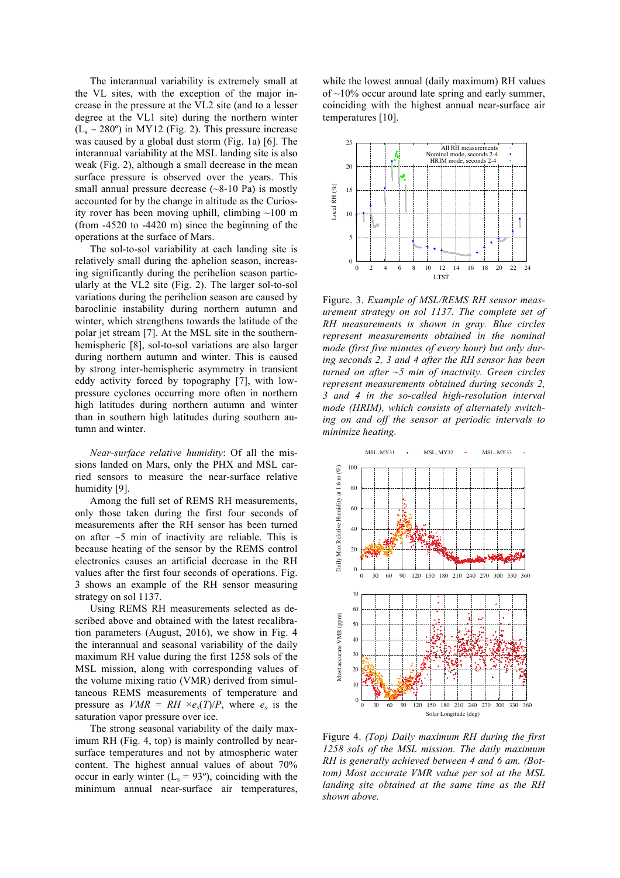The interannual variability is extremely small at the VL sites, with the exception of the major increase in the pressure at the VL2 site (and to a lesser degree at the VL1 site) during the northern winter ($L_s$ ~ 280º) in MY12 (Fig. 2). This pressure increase was caused by a global dust storm (Fig. 1a) [6]. The interannual variability at the MSL landing site is also weak (Fig. 2), although a small decrease in the mean surface pressure is observed over the years. This small annual pressure decrease (~8-10 Pa) is mostly accounted for by the change in altitude as the Curiosity rover has been moving uphill, climbing ~100 m (from -4520 to -4420 m) since the beginning of the operations at the surface of Mars.

The sol-to-sol variability at each landing site is relatively small during the aphelion season, increasing significantly during the perihelion season particularly at the VL2 site (Fig. 2). The larger sol-to-sol variations during the perihelion season are caused by baroclinic instability during northern autumn and winter, which strengthens towards the latitude of the polar jet stream [7]. At the MSL site in the southern-hemispheric [8], sol-to-sol variations are also larger during northern autumn and winter. This is caused by strong inter-hemispheric asymmetry in transient eddy activity forced by topography [7], with low-pressure cyclones occurring more often in northern high latitudes during northern autumn and winter than in southern high latitudes during southern autumn and winter.

*Near-surface relative humidity*: Of all the missions landed on Mars, only the PHX and MSL carried sensors to measure the near-surface relative humidity [9].

Among the full set of REMS RH measurements, only those taken during the first four seconds of measurements after the RH sensor has been turned on after ~5 min of inactivity are reliable. This is because heating of the sensor by the REMS control electronics causes an artificial decrease in the RH values after the first four seconds of operations. Fig. 3 shows an example of the RH sensor measuring strategy on sol 1137.

Using REMS RH measurements selected as described above and obtained with the latest recalibration parameters (August, 2016), we show in Fig. 4 the interannual and seasonal variability of the daily maximum RH value during the first 1258 sols of the MSL mission, along with corresponding values of the volume mixing ratio (VMR) derived from simultaneous REMS measurements of temperature and pressure as $VMR = RH \times e_s(T)/P$, where $e_s$ is the saturation vapor pressure over ice.

The strong seasonal variability of the daily maximum RH (Fig. 4, top) is mainly controlled by near-surface temperatures and not by atmospheric water content. The highest annual values of about 70% occur in early winter ($L_s$ = 93º), coinciding with the minimum annual near-surface air temperatures, while the lowest annual (daily maximum) RH values of ~10% occur around late spring and early summer, coinciding with the highest annual near-surface air temperatures [10].

Figure. 3. *Example of MSL/REMS RH sensor measurement strategy on sol 1137. The complete set of RH measurements is shown in gray. Blue circles represent measurements obtained in the nominal mode (first five minutes of every hour) but only during seconds 2, 3 and 4 after the RH sensor has been turned on after ~5 min of inactivity. Green circles represent measurements obtained during seconds 2, 3 and 4 in the so-called high-resolution interval mode (HRIM), which consists of alternately switching on and off the sensor at periodic intervals to minimize heating.*

Figure 4. *(Top) Daily maximum RH during the first 1258 sols of the MSL mission. The daily maximum RH is generally achieved between 4 and 6 am. (Bottom) Most accurate VMR value per sol at the MSL landing site obtained at the same time as the RH shown above.*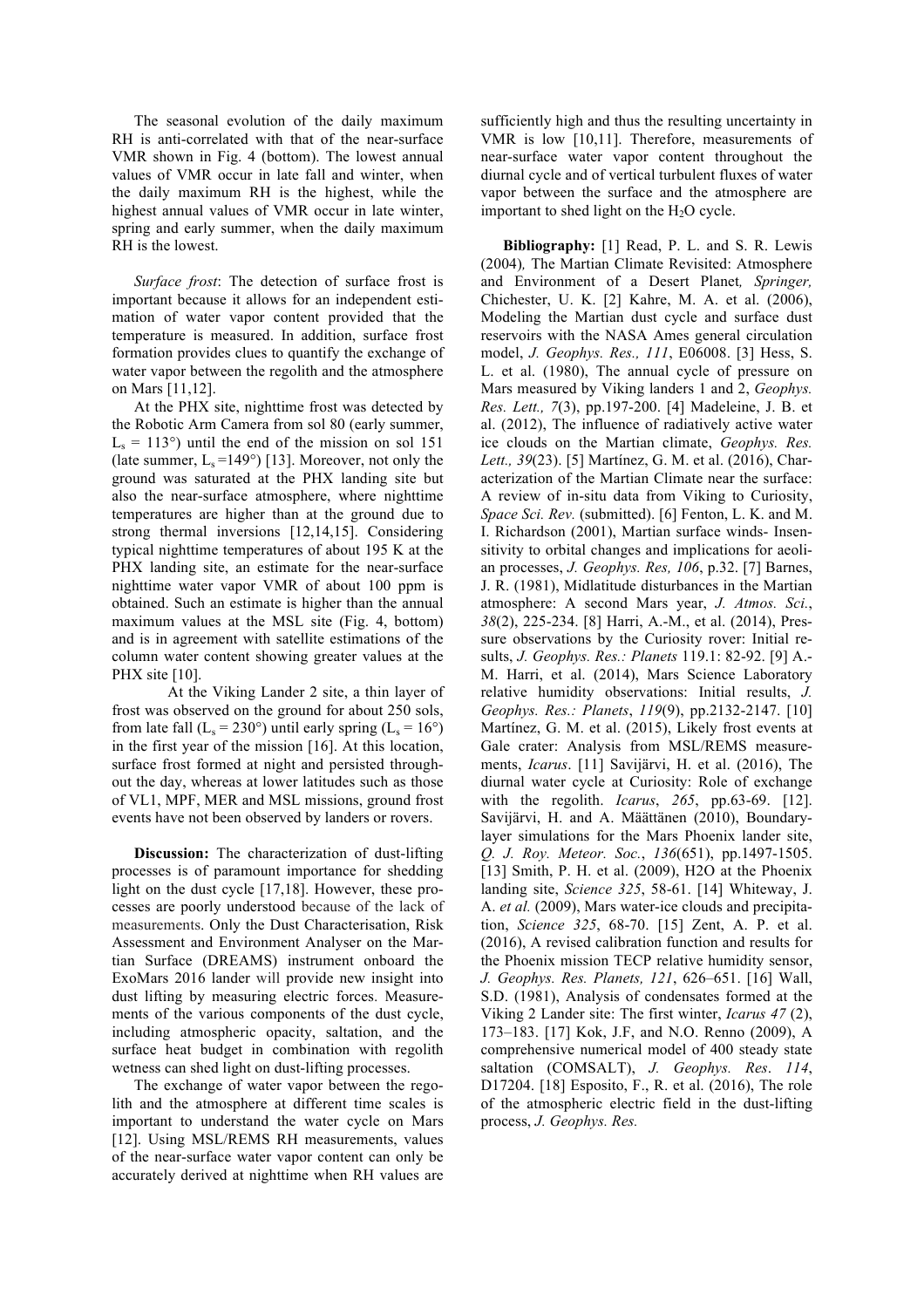The seasonal evolution of the daily maximum RH is anti-correlated with that of the near-surface VMR shown in Fig. 4 (bottom). The lowest annual values of VMR occur in late fall and winter, when the daily maximum RH is the highest, while the highest annual values of VMR occur in late winter, spring and early summer, when the daily maximum RH is the lowest.

*Surface frost*: The detection of surface frost is important because it allows for an independent estimation of water vapor content provided that the temperature is measured. In addition, surface frost formation provides clues to quantify the exchange of water vapor between the regolith and the atmosphere on Mars [11,12].

At the PHX site, nighttime frost was detected by the Robotic Arm Camera from sol 80 (early summer, $L_s$ = 113°) until the end of the mission on sol 151 (late summer, $L_s$ =149°) [13]. Moreover, not only the ground was saturated at the PHX landing site but also the near-surface atmosphere, where nighttime temperatures are higher than at the ground due to strong thermal inversions [12,14,15]. Considering typical nighttime temperatures of about 195 K at the PHX landing site, an estimate for the near-surface nighttime water vapor VMR of about 100 ppm is obtained. Such an estimate is higher than the annual maximum values at the MSL site (Fig. 4, bottom) and is in agreement with satellite estimations of the column water content showing greater values at the PHX site [10].

At the Viking Lander 2 site, a thin layer of frost was observed on the ground for about 250 sols, from late fall ($L_s$ = 230°) until early spring ($L_s$ = 16°) in the first year of the mission [16]. At this location, surface frost formed at night and persisted throughout the day, whereas at lower latitudes such as those of VL1, MPF, MER and MSL missions, ground frost events have not been observed by landers or rovers.

**Discussion:** The characterization of dust-lifting processes is of paramount importance for shedding light on the dust cycle [17,18]. However, these processes are poorly understood because of the lack of measurements. Only the Dust Characterisation, Risk Assessment and Environment Analyser on the Martian Surface (DREAMS) instrument onboard the ExoMars 2016 lander will provide new insight into dust lifting by measuring electric forces. Measurements of the various components of the dust cycle, including atmospheric opacity, saltation, and the surface heat budget in combination with regolith wetness can shed light on dust-lifting processes.

The exchange of water vapor between the regolith and the atmosphere at different time scales is important to understand the water cycle on Mars [12]. Using MSL/REMS RH measurements, values of the near-surface water vapor content can only be accurately derived at nighttime when RH values are sufficiently high and thus the resulting uncertainty in VMR is low [10,11]. Therefore, measurements of near-surface water vapor content throughout the diurnal cycle and of vertical turbulent fluxes of water vapor between the surface and the atmosphere are important to shed light on the $H_2O$ cycle.

**Bibliography:** [1] Read, P. L. and S. R. Lewis (2004), The Martian Climate Revisited: Atmosphere and Environment of a Desert Planet, *Springer,* Chichester, U. K. [2] Kahre, M. A. et al. (2006), Modeling the Martian dust cycle and surface dust reservoirs with the NASA Ames general circulation model, *J. Geophys. Res., 111*, E06008. [3] Hess, S. L. et al. (1980), The annual cycle of pressure on Mars measured by Viking landers 1 and 2, *Geophys. Res. Lett., 7*(3), pp.197-200. [4] Madeleine, J. B. et al. (2012), The influence of radiatively active water ice clouds on the Martian climate, *Geophys. Res. Lett., 39*(23). [5] Martínez, G. M. et al. (2016), Characterization of the Martian Climate near the surface: A review of in-situ data from Viking to Curiosity, *Space Sci. Rev.* (submitted). [6] Fenton, L. K. and M. I. Richardson (2001), Martian surface winds- Insensitivity to orbital changes and implications for aeolian processes, *J. Geophys. Res, 106*, p.32. [7] Barnes, J. R. (1981), Midlatitude disturbances in the Martian atmosphere: A second Mars year, *J. Atmos. Sci.*, *38*(2), 225-234. [8] Harri, A.-M., et al. (2014), Pressure observations by the Curiosity rover: Initial results, *J. Geophys. Res.: Planets* 119.1: 82-92. [9] A.-M. Harri, et al. (2014), Mars Science Laboratory relative humidity observations: Initial results, *J. Geophys. Res.: Planets*, *119*(9), pp.2132-2147. [10] Martínez, G. M. et al. (2015), Likely frost events at Gale crater: Analysis from MSL/REMS measurements, *Icarus*. [11] Savijärvi, H. et al. (2016), The diurnal water cycle at Curiosity: Role of exchange with the regolith. *Icarus*, *265*, pp.63-69. [12]. Savijärvi, H. and A. Määttänen (2010), Boundary-layer simulations for the Mars Phoenix lander site, *Q. J. Roy. Meteor. Soc.*, *136*(651), pp.1497-1505. [13] Smith, P. H. et al. (2009), H2O at the Phoenix landing site, *Science 325*, 58-61. [14] Whiteway, J. A. *et al.* (2009), Mars water-ice clouds and precipitation, *Science 325*, 68-70. [15] Zent, A. P. et al. (2016), A revised calibration function and results for the Phoenix mission TECP relative humidity sensor, *J. Geophys. Res. Planets, 121*, 626–651. [16] Wall, S.D. (1981), Analysis of condensates formed at the Viking 2 Lander site: The first winter, *Icarus 47* (2), 173–183. [17] Kok, J.F, and N.O. Renno (2009), A comprehensive numerical model of 400 steady state saltation (COMSALT), *J. Geophys. Res*. *114*, D17204. [18] Esposito, F., R. et al. (2016), The role of the atmospheric electric field in the dust-lifting process, *J. Geophys. Res.*